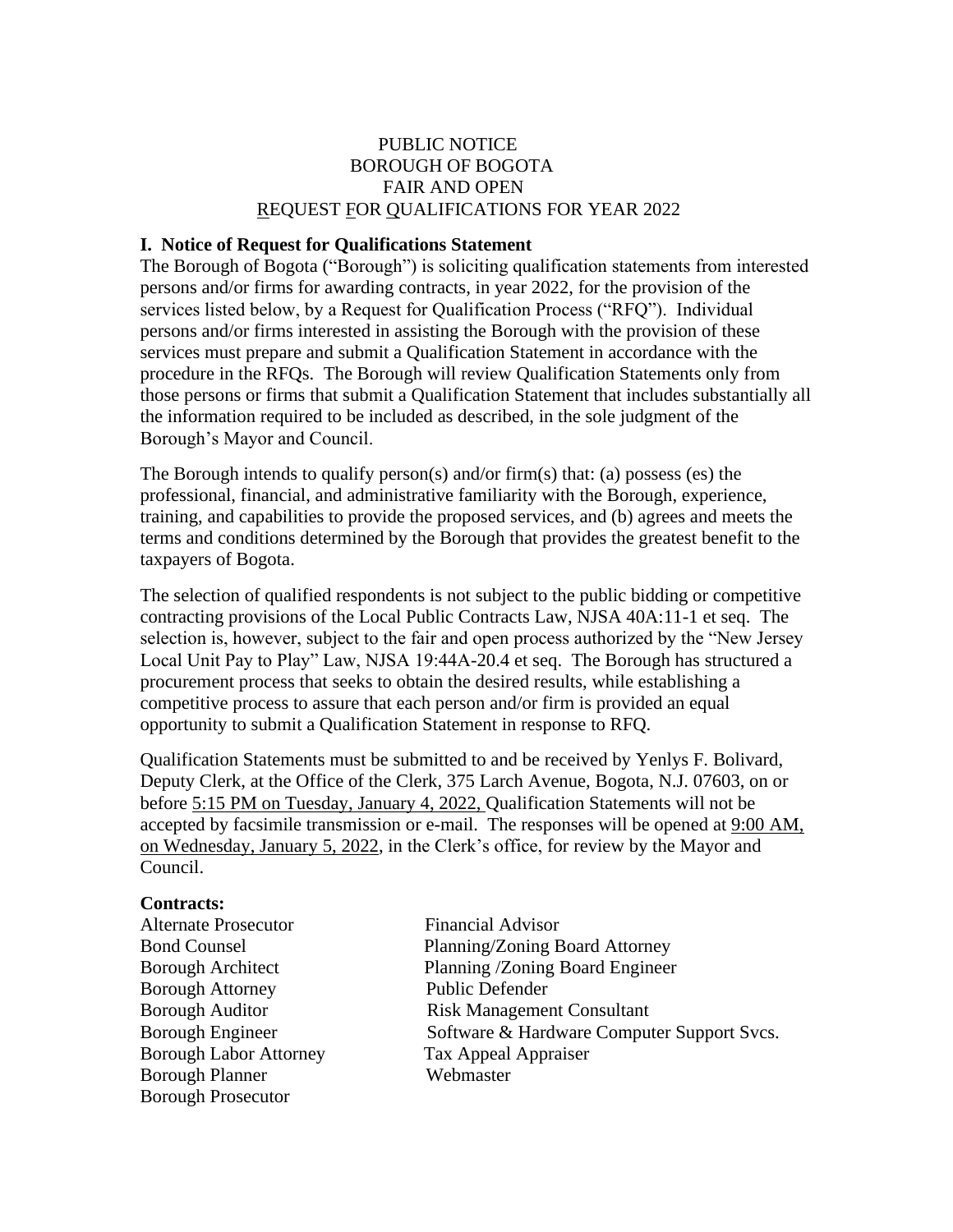PUBLIC NOTICE
BOROUGH OF BOGOTA
FAIR AND OPEN
REQUEST FOR QUALIFICATIONS FOR YEAR 2022

## I. Notice of Request for Qualifications Statement

The Borough of Bogota ("Borough") is soliciting qualification statements from interested persons and/or firms for awarding contracts, in year 2022, for the provision of the services listed below, by a Request for Qualification Process ("RFQ"). Individual persons and/or firms interested in assisting the Borough with the provision of these services must prepare and submit a Qualification Statement in accordance with the procedure in the RFQs. The Borough will review Qualification Statements only from those persons or firms that submit a Qualification Statement that includes substantially all the information required to be included as described, in the sole judgment of the Borough's Mayor and Council.

The Borough intends to qualify person(s) and/or firm(s) that: (a) possess (es) the professional, financial, and administrative familiarity with the Borough, experience, training, and capabilities to provide the proposed services, and (b) agrees and meets the terms and conditions determined by the Borough that provides the greatest benefit to the taxpayers of Bogota.

The selection of qualified respondents is not subject to the public bidding or competitive contracting provisions of the Local Public Contracts Law, NJSA 40A:11-1 et seq. The selection is, however, subject to the fair and open process authorized by the "New Jersey Local Unit Pay to Play" Law, NJSA 19:44A-20.4 et seq. The Borough has structured a procurement process that seeks to obtain the desired results, while establishing a competitive process to assure that each person and/or firm is provided an equal opportunity to submit a Qualification Statement in response to RFQ.

Qualification Statements must be submitted to and be received by Yenlys F. Bolivard, Deputy Clerk, at the Office of the Clerk, 375 Larch Avenue, Bogota, N.J. 07603, on or before 5:15 PM on Tuesday, January 4, 2022, Qualification Statements will not be accepted by facsimile transmission or e-mail. The responses will be opened at 9:00 AM, on Wednesday, January 5, 2022, in the Clerk's office, for review by the Mayor and Council.

**Contracts:**

- Alternate Prosecutor
- Bond Counsel
- Borough Architect
- Borough Attorney
- Borough Auditor
- Borough Engineer
- Borough Labor Attorney
- Borough Planner
- Borough Prosecutor
- Financial Advisor
- Planning/Zoning Board Attorney
- Planning /Zoning Board Engineer
- Public Defender
- Risk Management Consultant
- Software & Hardware Computer Support Svcs.
- Tax Appeal Appraiser
- Webmaster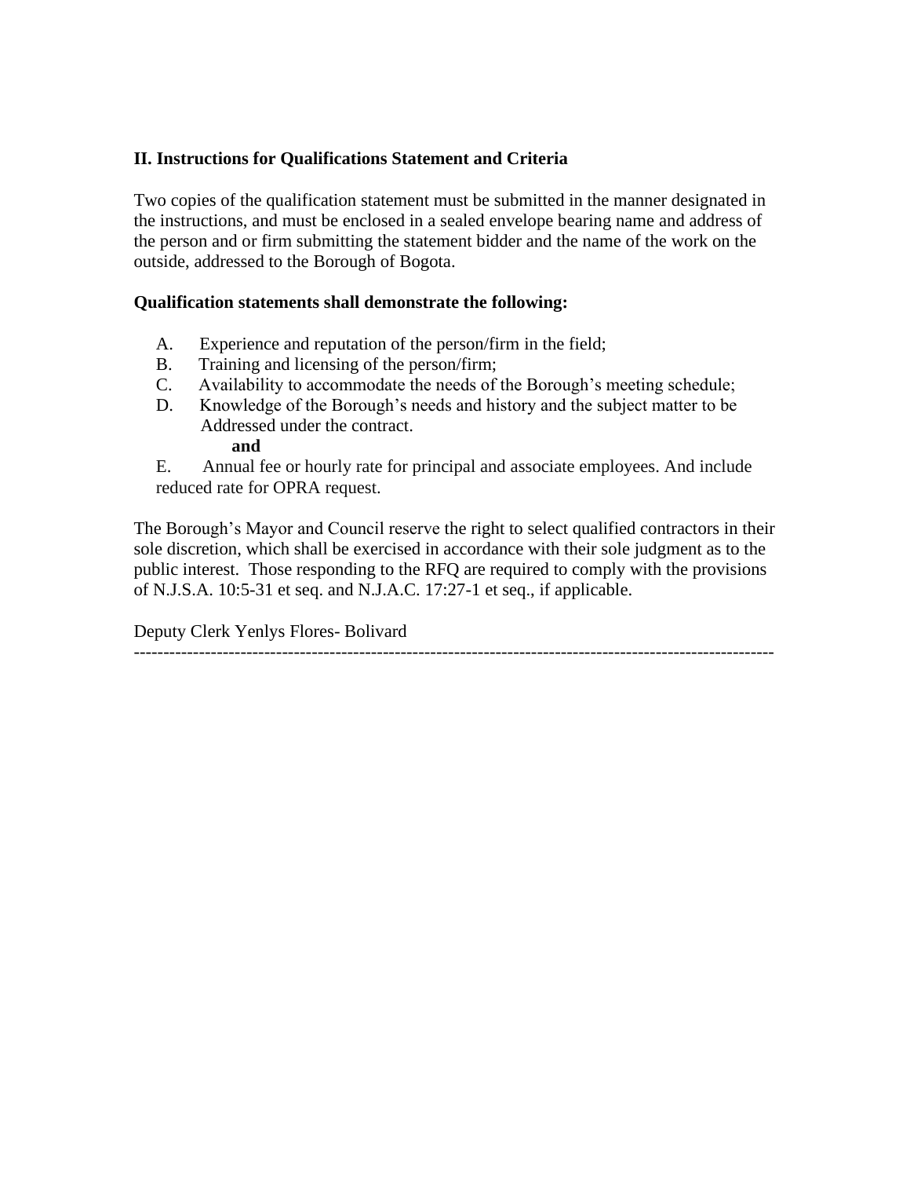## II. Instructions for Qualifications Statement and Criteria

Two copies of the qualification statement must be submitted in the manner designated in the instructions, and must be enclosed in a sealed envelope bearing name and address of the person and or firm submitting the statement bidder and the name of the work on the outside, addressed to the Borough of Bogota.

**Qualification statements shall demonstrate the following:**

A. Experience and reputation of the person/firm in the field;
B. Training and licensing of the person/firm;
C. Availability to accommodate the needs of the Borough's meeting schedule;
D. Knowledge of the Borough's needs and history and the subject matter to be Addressed under the contract.
**and**
E. Annual fee or hourly rate for principal and associate employees. And include reduced rate for OPRA request.

The Borough's Mayor and Council reserve the right to select qualified contractors in their sole discretion, which shall be exercised in accordance with their sole judgment as to the public interest. Those responding to the RFQ are required to comply with the provisions of N.J.S.A. 10:5-31 et seq. and N.J.A.C. 17:27-1 et seq., if applicable.

Deputy Clerk Yenlys Flores- Bolivard

----------------------------------------------------------------------------------------------------------